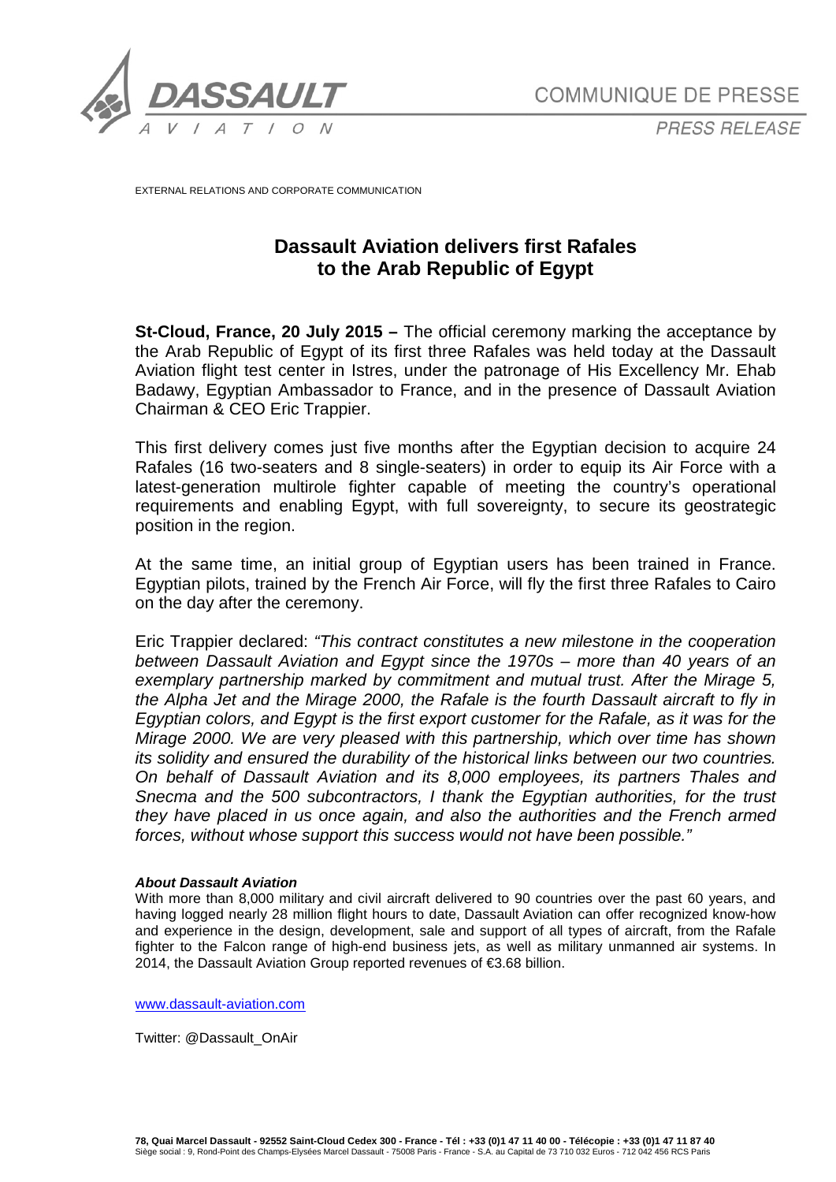COMMUNIQUE DE PRESSE

PRESS RELEASE

EXTERNAL RELATIONS AND CORPORATE COMMUNICATION

# Dassault Aviation delivers first Rafales to the Arab Republic of Egypt

**St-Cloud, France, 20 July 2015 –** The official ceremony marking the acceptance by the Arab Republic of Egypt of its first three Rafales was held today at the Dassault Aviation flight test center in Istres, under the patronage of His Excellency Mr. Ehab Badawy, Egyptian Ambassador to France, and in the presence of Dassault Aviation Chairman & CEO Eric Trappier.

This first delivery comes just five months after the Egyptian decision to acquire 24 Rafales (16 two-seaters and 8 single-seaters) in order to equip its Air Force with a latest-generation multirole fighter capable of meeting the country's operational requirements and enabling Egypt, with full sovereignty, to secure its geostrategic position in the region.

At the same time, an initial group of Egyptian users has been trained in France. Egyptian pilots, trained by the French Air Force, will fly the first three Rafales to Cairo on the day after the ceremony.

Eric Trappier declared: *"This contract constitutes a new milestone in the cooperation between Dassault Aviation and Egypt since the 1970s – more than 40 years of an exemplary partnership marked by commitment and mutual trust. After the Mirage 5, the Alpha Jet and the Mirage 2000, the Rafale is the fourth Dassault aircraft to fly in Egyptian colors, and Egypt is the first export customer for the Rafale, as it was for the Mirage 2000. We are very pleased with this partnership, which over time has shown its solidity and ensured the durability of the historical links between our two countries. On behalf of Dassault Aviation and its 8,000 employees, its partners Thales and Snecma and the 500 subcontractors, I thank the Egyptian authorities, for the trust they have placed in us once again, and also the authorities and the French armed forces, without whose support this success would not have been possible."*

***About Dassault Aviation***

With more than 8,000 military and civil aircraft delivered to 90 countries over the past 60 years, and having logged nearly 28 million flight hours to date, Dassault Aviation can offer recognized know-how and experience in the design, development, sale and support of all types of aircraft, from the Rafale fighter to the Falcon range of high-end business jets, as well as military unmanned air systems. In 2014, the Dassault Aviation Group reported revenues of €3.68 billion.

www.dassault-aviation.com

Twitter: @Dassault_OnAir

**78, Quai Marcel Dassault - 92552 Saint-Cloud Cedex 300 - France - Tél : +33 (0)1 47 11 40 00 - Télécopie : +33 (0)1 47 11 87 40**
Siège social : 9, Rond-Point des Champs-Elysées Marcel Dassault - 75008 Paris - France - S.A. au Capital de 73 710 032 Euros - 712 042 456 RCS Paris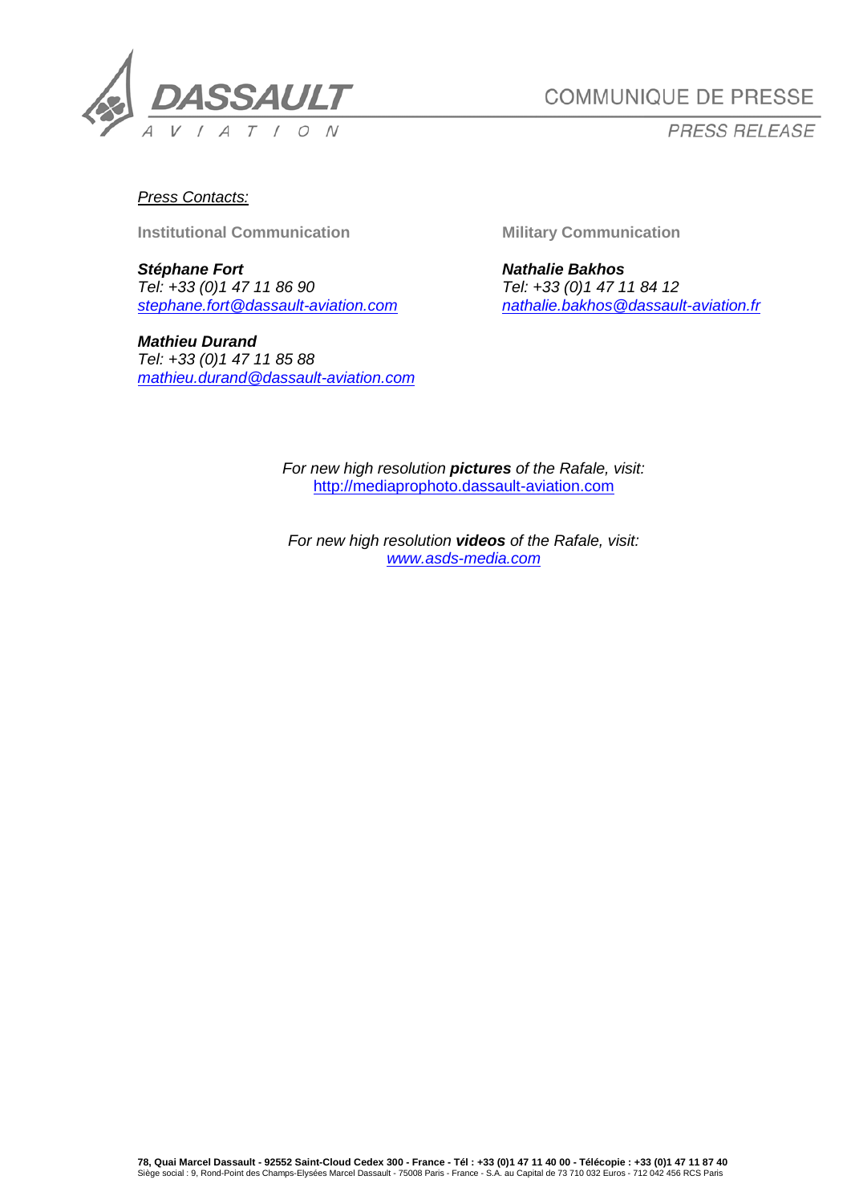COMMUNIQUE DE PRESSE

*PRESS RELEASE*

*Press Contacts:*

**Institutional Communication**

***Stéphane Fort***
*Tel: +33 (0)1 47 11 86 90*
*stephane.fort@dassault-aviation.com*

***Mathieu Durand***
*Tel: +33 (0)1 47 11 85 88*
*mathieu.durand@dassault-aviation.com*

**Military Communication**

***Nathalie Bakhos***
*Tel: +33 (0)1 47 11 84 12*
*nathalie.bakhos@dassault-aviation.fr*

*For new high resolution* ***pictures*** *of the Rafale, visit:*
http://mediaprophoto.dassault-aviation.com

*For new high resolution* ***videos*** *of the Rafale, visit:*
*www.asds-media.com*

**78, Quai Marcel Dassault - 92552 Saint-Cloud Cedex 300 - France - Tél : +33 (0)1 47 11 40 00 - Télécopie : +33 (0)1 47 11 87 40**
Siège social : 9, Rond-Point des Champs-Elysées Marcel Dassault - 75008 Paris - France - S.A. au Capital de 73 710 032 Euros - 712 042 456 RCS Paris